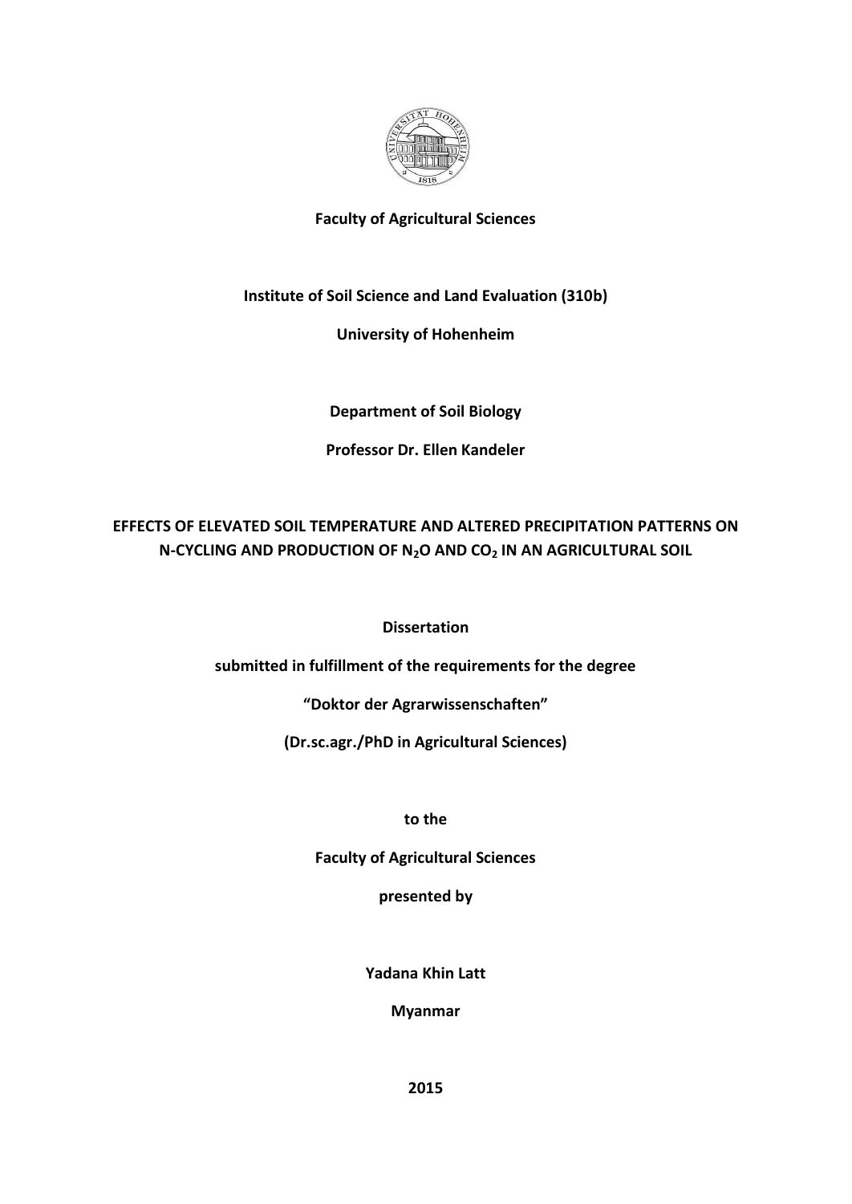**Faculty of Agricultural Sciences**

**Institute of Soil Science and Land Evaluation (310b)**

**University of Hohenheim**

**Department of Soil Biology**

**Professor Dr. Ellen Kandeler**

# EFFECTS OF ELEVATED SOIL TEMPERATURE AND ALTERED PRECIPITATION PATTERNS ON N-CYCLING AND PRODUCTION OF $N_2O$ AND $CO_2$ IN AN AGRICULTURAL SOIL

**Dissertation**

**submitted in fulfillment of the requirements for the degree**

**“Doktor der Agrarwissenschaften”**

**(Dr.sc.agr./PhD in Agricultural Sciences)**

**to the**

**Faculty of Agricultural Sciences**

**presented by**

**Yadana Khin Latt**

**Myanmar**

**2015**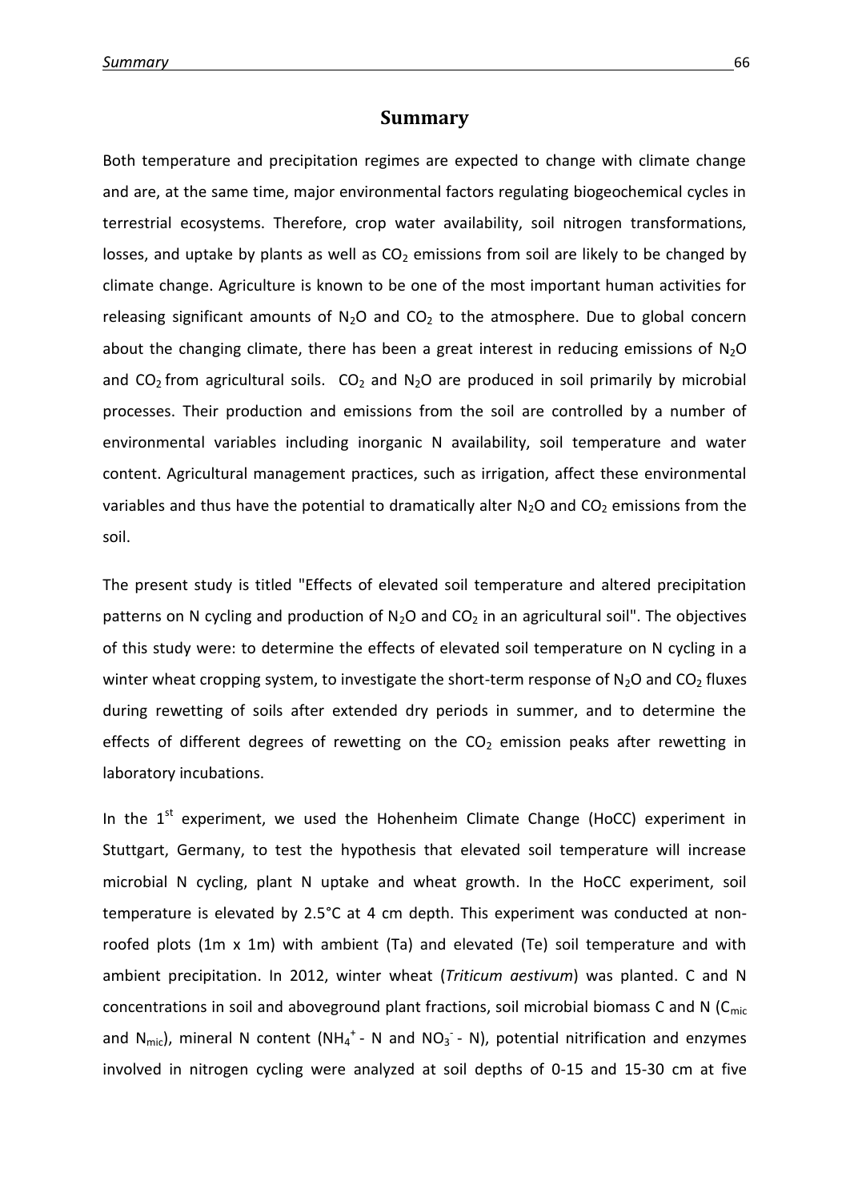# Summary

Both temperature and precipitation regimes are expected to change with climate change and are, at the same time, major environmental factors regulating biogeochemical cycles in terrestrial ecosystems. Therefore, crop water availability, soil nitrogen transformations, losses, and uptake by plants as well as $CO_2$ emissions from soil are likely to be changed by climate change. Agriculture is known to be one of the most important human activities for releasing significant amounts of $N_2O$ and $CO_2$ to the atmosphere. Due to global concern about the changing climate, there has been a great interest in reducing emissions of $N_2O$ and $CO_2$ from agricultural soils. $CO_2$ and $N_2O$ are produced in soil primarily by microbial processes. Their production and emissions from the soil are controlled by a number of environmental variables including inorganic N availability, soil temperature and water content. Agricultural management practices, such as irrigation, affect these environmental variables and thus have the potential to dramatically alter $N_2O$ and $CO_2$ emissions from the soil.

The present study is titled "Effects of elevated soil temperature and altered precipitation patterns on N cycling and production of $N_2O$ and $CO_2$ in an agricultural soil". The objectives of this study were: to determine the effects of elevated soil temperature on N cycling in a winter wheat cropping system, to investigate the short-term response of $N_2O$ and $CO_2$ fluxes during rewetting of soils after extended dry periods in summer, and to determine the effects of different degrees of rewetting on the $CO_2$ emission peaks after rewetting in laboratory incubations.

In the $1^{st}$ experiment, we used the Hohenheim Climate Change (HoCC) experiment in Stuttgart, Germany, to test the hypothesis that elevated soil temperature will increase microbial N cycling, plant N uptake and wheat growth. In the HoCC experiment, soil temperature is elevated by 2.5°C at 4 cm depth. This experiment was conducted at non-roofed plots (1m x 1m) with ambient (Ta) and elevated (Te) soil temperature and with ambient precipitation. In 2012, winter wheat (*Triticum aestivum*) was planted. C and N concentrations in soil and aboveground plant fractions, soil microbial biomass C and N ($C_{mic}$ and $N_{mic}$), mineral N content ($NH_4^+$ - N and $NO_3^-$ - N), potential nitrification and enzymes involved in nitrogen cycling were analyzed at soil depths of 0-15 and 15-30 cm at five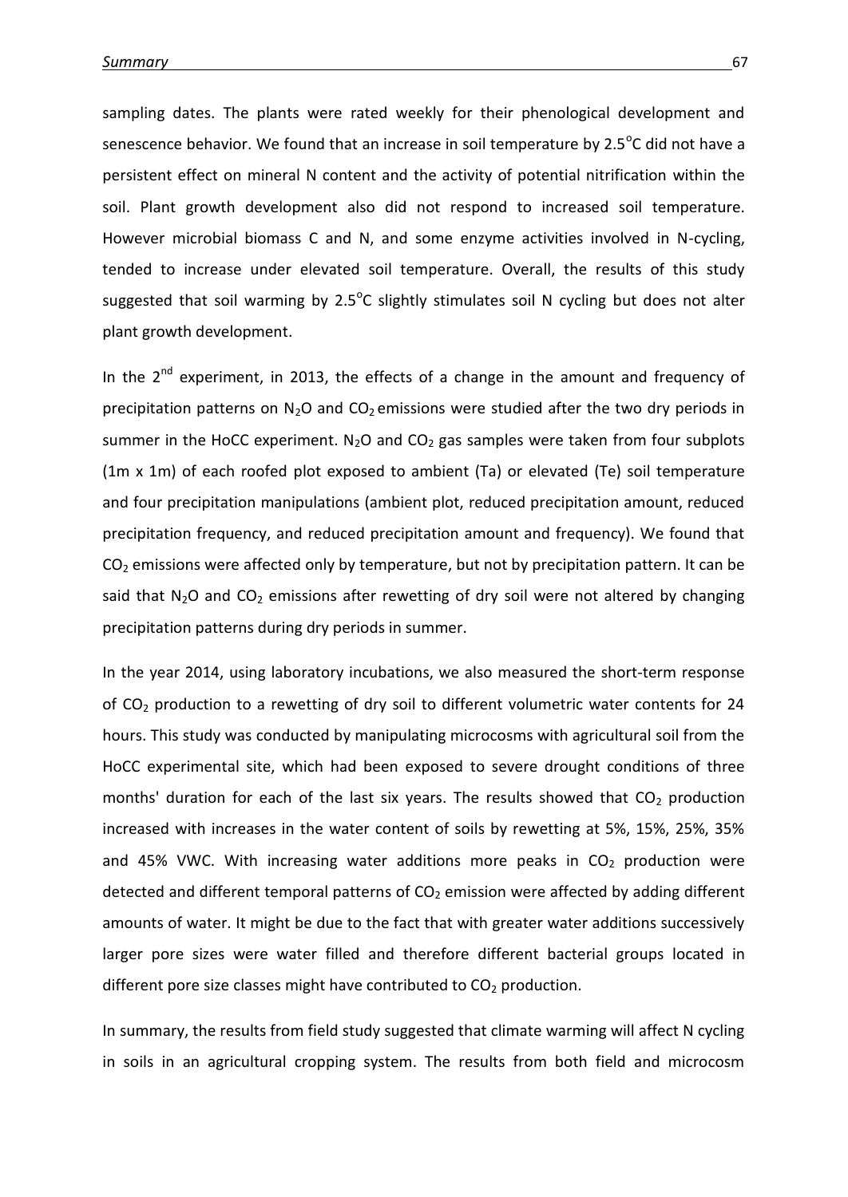sampling dates. The plants were rated weekly for their phenological development and senescence behavior. We found that an increase in soil temperature by 2.5$^{o}$C did not have a persistent effect on mineral N content and the activity of potential nitrification within the soil. Plant growth development also did not respond to increased soil temperature. However microbial biomass C and N, and some enzyme activities involved in N-cycling, tended to increase under elevated soil temperature. Overall, the results of this study suggested that soil warming by 2.5$^{o}$C slightly stimulates soil N cycling but does not alter plant growth development.

In the 2$^{nd}$ experiment, in 2013, the effects of a change in the amount and frequency of precipitation patterns on $N_2O$ and $CO_2$ emissions were studied after the two dry periods in summer in the HoCC experiment. $N_2O$ and $CO_2$ gas samples were taken from four subplots (1m x 1m) of each roofed plot exposed to ambient (Ta) or elevated (Te) soil temperature and four precipitation manipulations (ambient plot, reduced precipitation amount, reduced precipitation frequency, and reduced precipitation amount and frequency). We found that $CO_2$ emissions were affected only by temperature, but not by precipitation pattern. It can be said that $N_2O$ and $CO_2$ emissions after rewetting of dry soil were not altered by changing precipitation patterns during dry periods in summer.

In the year 2014, using laboratory incubations, we also measured the short-term response of $CO_2$ production to a rewetting of dry soil to different volumetric water contents for 24 hours. This study was conducted by manipulating microcosms with agricultural soil from the HoCC experimental site, which had been exposed to severe drought conditions of three months' duration for each of the last six years. The results showed that $CO_2$ production increased with increases in the water content of soils by rewetting at 5%, 15%, 25%, 35% and 45% VWC. With increasing water additions more peaks in $CO_2$ production were detected and different temporal patterns of $CO_2$ emission were affected by adding different amounts of water. It might be due to the fact that with greater water additions successively larger pore sizes were water filled and therefore different bacterial groups located in different pore size classes might have contributed to $CO_2$ production.

In summary, the results from field study suggested that climate warming will affect N cycling in soils in an agricultural cropping system. The results from both field and microcosm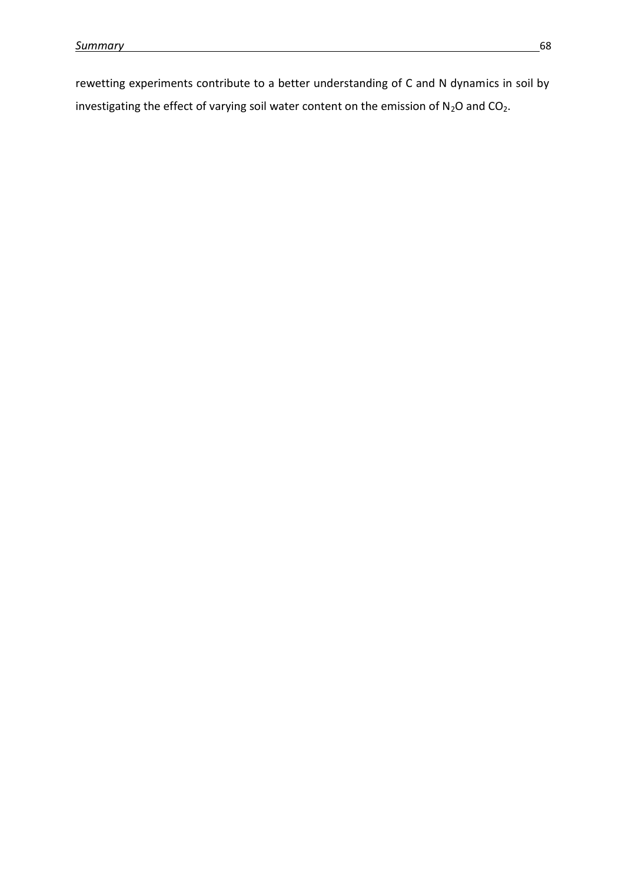rewetting experiments contribute to a better understanding of C and N dynamics in soil by investigating the effect of varying soil water content on the emission of $N_2O$ and $CO_2$.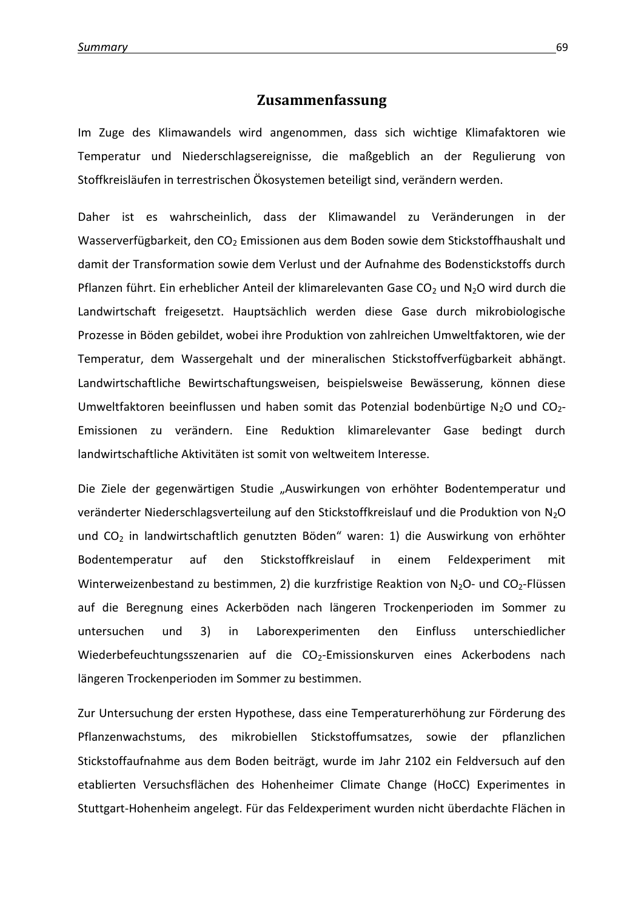# Zusammenfassung

Im Zuge des Klimawandels wird angenommen, dass sich wichtige Klimafaktoren wie Temperatur und Niederschlagsereignisse, die maßgeblich an der Regulierung von Stoffkreisläufen in terrestrischen Ökosystemen beteiligt sind, verändern werden.

Daher ist es wahrscheinlich, dass der Klimawandel zu Veränderungen in der Wasserverfügbarkeit, den $CO_2$ Emissionen aus dem Boden sowie dem Stickstoffhaushalt und damit der Transformation sowie dem Verlust und der Aufnahme des Bodenstickstoffs durch Pflanzen führt. Ein erheblicher Anteil der klimarelevanten Gase $CO_2$ und $N_2O$ wird durch die Landwirtschaft freigesetzt. Hauptsächlich werden diese Gase durch mikrobiologische Prozesse in Böden gebildet, wobei ihre Produktion von zahlreichen Umweltfaktoren, wie der Temperatur, dem Wassergehalt und der mineralischen Stickstoffverfügbarkeit abhängt. Landwirtschaftliche Bewirtschaftungsweisen, beispielsweise Bewässerung, können diese Umweltfaktoren beeinflussen und haben somit das Potenzial bodenbürtige $N_2O$ und $CO_2$-Emissionen zu verändern. Eine Reduktion klimarelevanter Gase bedingt durch landwirtschaftliche Aktivitäten ist somit von weltweitem Interesse.

Die Ziele der gegenwärtigen Studie „Auswirkungen von erhöhter Bodentemperatur und veränderter Niederschlagsverteilung auf den Stickstoffkreislauf und die Produktion von $N_2O$ und $CO_2$ in landwirtschaftlich genutzten Böden" waren: 1) die Auswirkung von erhöhter Bodentemperatur auf den Stickstoffkreislauf in einem Feldexperiment mit Winterweizenbestand zu bestimmen, 2) die kurzfristige Reaktion von $N_2O$- und $CO_2$-Flüssen auf die Beregnung eines Ackerböden nach längeren Trockenperioden im Sommer zu untersuchen und 3) in Laborexperimenten den Einfluss unterschiedlicher Wiederbefeuchtungsszenarien auf die $CO_2$-Emissionskurven eines Ackerbodens nach längeren Trockenperioden im Sommer zu bestimmen.

Zur Untersuchung der ersten Hypothese, dass eine Temperaturerhöhung zur Förderung des Pflanzenwachstums, des mikrobiellen Stickstoffumsatzes, sowie der pflanzlichen Stickstoffaufnahme aus dem Boden beiträgt, wurde im Jahr 2102 ein Feldversuch auf den etablierten Versuchsflächen des Hohenheimer Climate Change (HoCC) Experimentes in Stuttgart-Hohenheim angelegt. Für das Feldexperiment wurden nicht überdachte Flächen in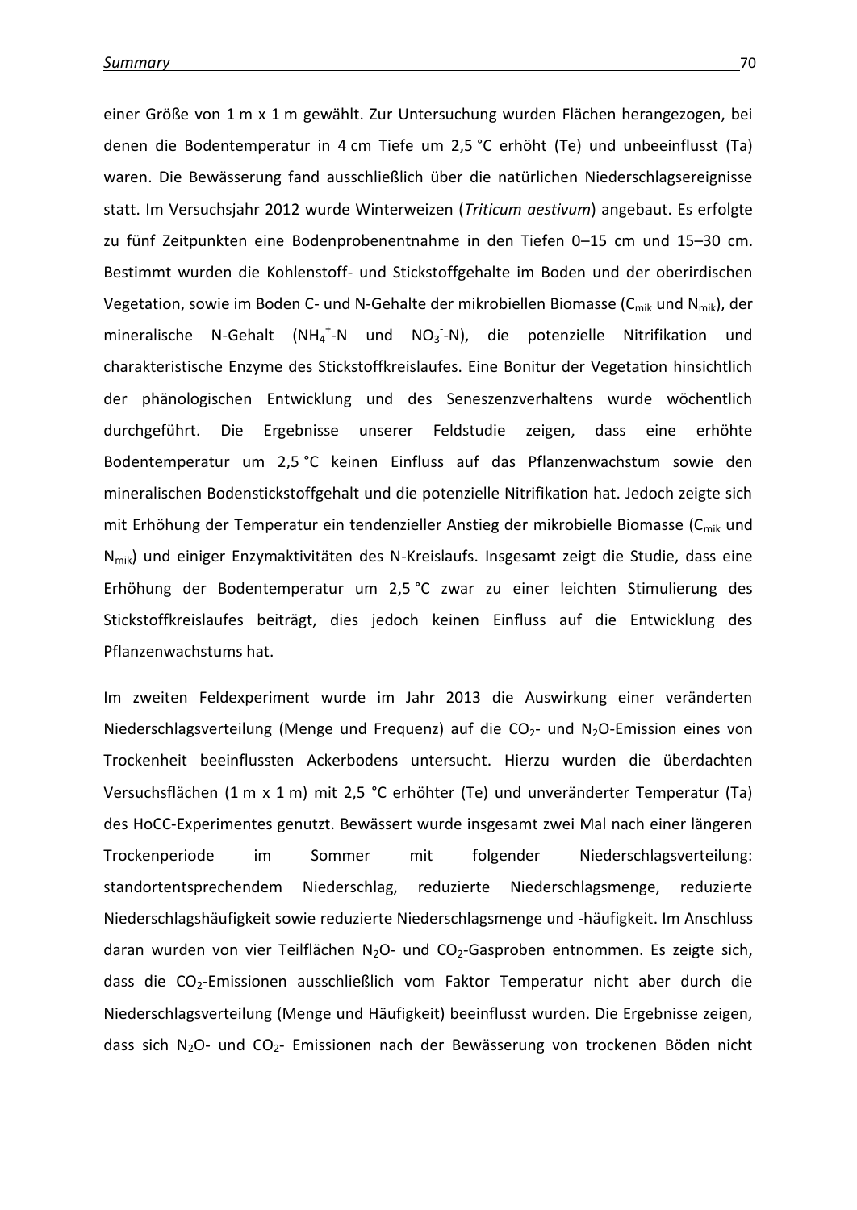einer Größe von 1 m x 1 m gewählt. Zur Untersuchung wurden Flächen herangezogen, bei denen die Bodentemperatur in 4 cm Tiefe um 2,5 °C erhöht (Te) und unbeeinflusst (Ta) waren. Die Bewässerung fand ausschließlich über die natürlichen Niederschlagsereignisse statt. Im Versuchsjahr 2012 wurde Winterweizen (*Triticum aestivum*) angebaut. Es erfolgte zu fünf Zeitpunkten eine Bodenprobenentnahme in den Tiefen 0–15 cm und 15–30 cm. Bestimmt wurden die Kohlenstoff- und Stickstoffgehalte im Boden und der oberirdischen Vegetation, sowie im Boden C- und N-Gehalte der mikrobiellen Biomasse ($C_{mik}$ und $N_{mik}$), der mineralische N-Gehalt ($NH_4^+$-N und $NO_3^-$-N), die potenzielle Nitrifikation und charakteristische Enzyme des Stickstoffkreislaufes. Eine Bonitur der Vegetation hinsichtlich der phänologischen Entwicklung und des Seneszenzverhaltens wurde wöchentlich durchgeführt. Die Ergebnisse unserer Feldstudie zeigen, dass eine erhöhte Bodentemperatur um 2,5 °C keinen Einfluss auf das Pflanzenwachstum sowie den mineralischen Bodenstickstoffgehalt und die potenzielle Nitrifikation hat. Jedoch zeigte sich mit Erhöhung der Temperatur ein tendenzieller Anstieg der mikrobielle Biomasse ($C_{mik}$ und $N_{mik}$) und einiger Enzymaktivitäten des N-Kreislaufs. Insgesamt zeigt die Studie, dass eine Erhöhung der Bodentemperatur um 2,5 °C zwar zu einer leichten Stimulierung des Stickstoffkreislaufes beiträgt, dies jedoch keinen Einfluss auf die Entwicklung des Pflanzenwachstums hat.

Im zweiten Feldexperiment wurde im Jahr 2013 die Auswirkung einer veränderten Niederschlagsverteilung (Menge und Frequenz) auf die $CO_2$- und $N_2O$-Emission eines von Trockenheit beeinflussten Ackerbodens untersucht. Hierzu wurden die überdachten Versuchsflächen (1 m x 1 m) mit 2,5 °C erhöhter (Te) und unveränderter Temperatur (Ta) des HoCC-Experimentes genutzt. Bewässert wurde insgesamt zwei Mal nach einer längeren Trockenperiode im Sommer mit folgender Niederschlagsverteilung: standortentsprechendem Niederschlag, reduzierte Niederschlagsmenge, reduzierte Niederschlagshäufigkeit sowie reduzierte Niederschlagsmenge und -häufigkeit. Im Anschluss daran wurden von vier Teilflächen $N_2O$- und $CO_2$-Gasproben entnommen. Es zeigte sich, dass die $CO_2$-Emissionen ausschließlich vom Faktor Temperatur nicht aber durch die Niederschlagsverteilung (Menge und Häufigkeit) beeinflusst wurden. Die Ergebnisse zeigen, dass sich $N_2O$- und $CO_2$- Emissionen nach der Bewässerung von trockenen Böden nicht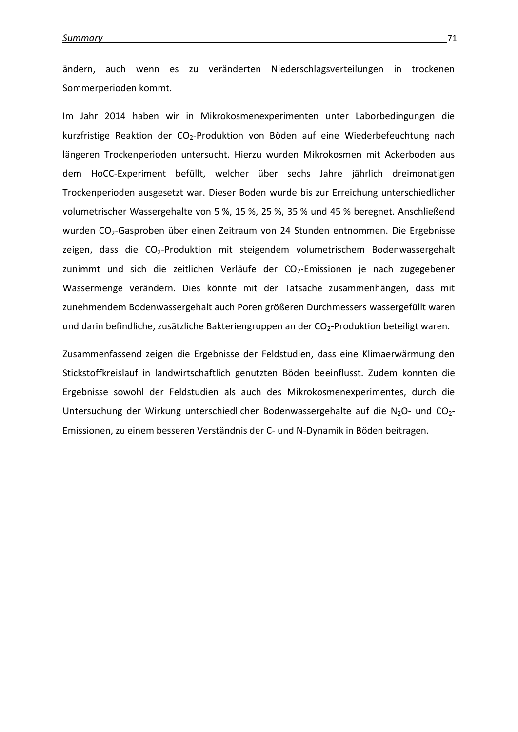ändern, auch wenn es zu veränderten Niederschlagsverteilungen in trockenen Sommerperioden kommt.

Im Jahr 2014 haben wir in Mikrokosmenexperimenten unter Laborbedingungen die kurzfristige Reaktion der $CO_2$-Produktion von Böden auf eine Wiederbefeuchtung nach längeren Trockenperioden untersucht. Hierzu wurden Mikrokosmen mit Ackerboden aus dem HoCC-Experiment befüllt, welcher über sechs Jahre jährlich dreimonatigen Trockenperioden ausgesetzt war. Dieser Boden wurde bis zur Erreichung unterschiedlicher volumetrischer Wassergehalte von 5 %, 15 %, 25 %, 35 % und 45 % beregnet. Anschließend wurden $CO_2$-Gasproben über einen Zeitraum von 24 Stunden entnommen. Die Ergebnisse zeigen, dass die $CO_2$-Produktion mit steigendem volumetrischem Bodenwassergehalt zunimmt und sich die zeitlichen Verläufe der $CO_2$-Emissionen je nach zugegebener Wassermenge verändern. Dies könnte mit der Tatsache zusammenhängen, dass mit zunehmendem Bodenwassergehalt auch Poren größeren Durchmessers wassergefüllt waren und darin befindliche, zusätzliche Bakteriengruppen an der $CO_2$-Produktion beteiligt waren.

Zusammenfassend zeigen die Ergebnisse der Feldstudien, dass eine Klimaerwärmung den Stickstoffkreislauf in landwirtschaftlich genutzten Böden beeinflusst. Zudem konnten die Ergebnisse sowohl der Feldstudien als auch des Mikrokosmenexperimentes, durch die Untersuchung der Wirkung unterschiedlicher Bodenwassergehalte auf die $N_2O$- und $CO_2$-Emissionen, zu einem besseren Verständnis der C- und N-Dynamik in Böden beitragen.